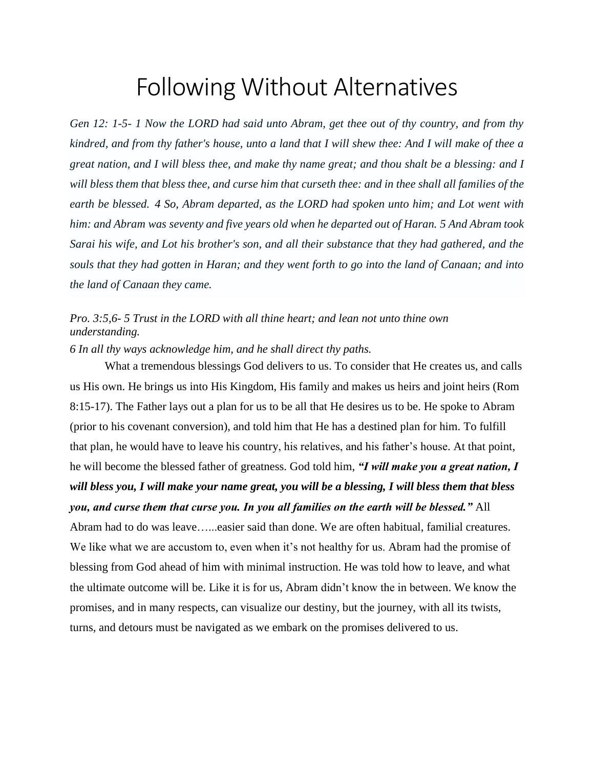# Following Without Alternatives

*Gen 12: 1-5- 1 Now the LORD had said unto Abram, get thee out of thy country, and from thy kindred, and from thy father's house, unto a land that I will shew thee: And I will make of thee a great nation, and I will bless thee, and make thy name great; and thou shalt be a blessing: and I will bless them that bless thee, and curse him that curseth thee: and in thee shall all families of the earth be blessed. 4 So, Abram departed, as the LORD had spoken unto him; and Lot went with him: and Abram was seventy and five years old when he departed out of Haran. 5 And Abram took Sarai his wife, and Lot his brother's son, and all their substance that they had gathered, and the souls that they had gotten in Haran; and they went forth to go into the land of Canaan; and into the land of Canaan they came.*

*Pro. 3:5,6- 5 Trust in the LORD with all thine heart; and lean not unto thine own understanding.*
*6 In all thy ways acknowledge him, and he shall direct thy paths.*

What a tremendous blessings God delivers to us. To consider that He creates us, and calls us His own. He brings us into His Kingdom, His family and makes us heirs and joint heirs (Rom 8:15-17). The Father lays out a plan for us to be all that He desires us to be. He spoke to Abram (prior to his covenant conversion), and told him that He has a destined plan for him. To fulfill that plan, he would have to leave his country, his relatives, and his father's house. At that point, he will become the blessed father of greatness. God told him, ***"I will make you a great nation, I will bless you, I will make your name great, you will be a blessing, I will bless them that bless you, and curse them that curse you. In you all families on the earth will be blessed."*** All Abram had to do was leave…...easier said than done. We are often habitual, familial creatures. We like what we are accustom to, even when it's not healthy for us. Abram had the promise of blessing from God ahead of him with minimal instruction. He was told how to leave, and what the ultimate outcome will be. Like it is for us, Abram didn't know the in between. We know the promises, and in many respects, can visualize our destiny, but the journey, with all its twists, turns, and detours must be navigated as we embark on the promises delivered to us.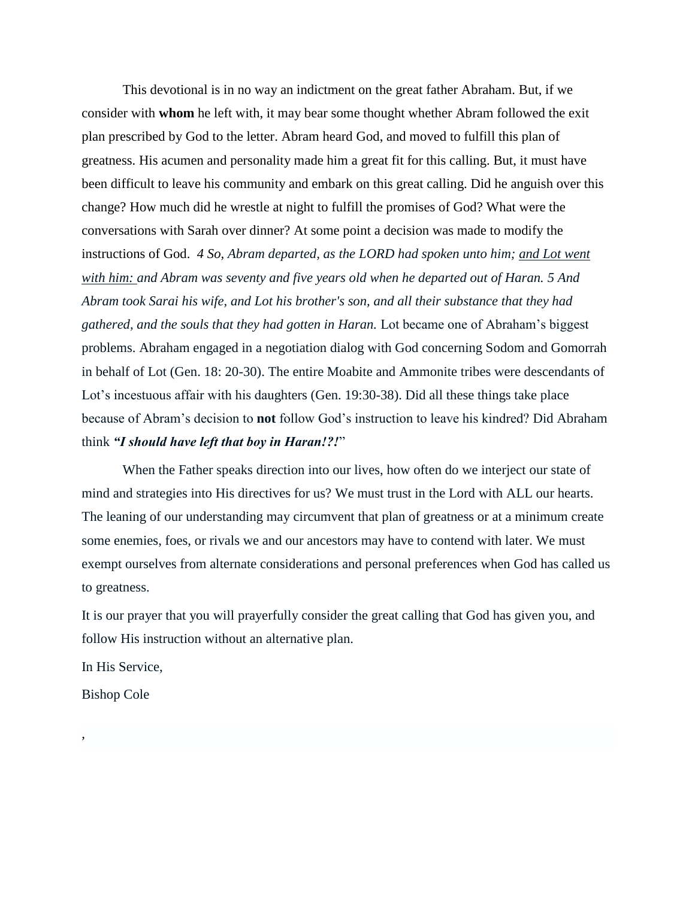This devotional is in no way an indictment on the great father Abraham. But, if we consider with **whom** he left with, it may bear some thought whether Abram followed the exit plan prescribed by God to the letter. Abram heard God, and moved to fulfill this plan of greatness. His acumen and personality made him a great fit for this calling. But, it must have been difficult to leave his community and embark on this great calling. Did he anguish over this change? How much did he wrestle at night to fulfill the promises of God? What were the conversations with Sarah over dinner? At some point a decision was made to modify the instructions of God. *4 So, Abram departed, as the LORD had spoken unto him; <u>and Lot went with him:</u> and Abram was seventy and five years old when he departed out of Haran. 5 And Abram took Sarai his wife, and Lot his brother's son, and all their substance that they had gathered, and the souls that they had gotten in Haran.* Lot became one of Abraham's biggest problems. Abraham engaged in a negotiation dialog with God concerning Sodom and Gomorrah in behalf of Lot (Gen. 18: 20-30). The entire Moabite and Ammonite tribes were descendants of Lot's incestuous affair with his daughters (Gen. 19:30-38). Did all these things take place because of Abram's decision to **not** follow God's instruction to leave his kindred? Did Abraham think ***"I should have left that boy in Haran!?!***"

When the Father speaks direction into our lives, how often do we interject our state of mind and strategies into His directives for us? We must trust in the Lord with ALL our hearts. The leaning of our understanding may circumvent that plan of greatness or at a minimum create some enemies, foes, or rivals we and our ancestors may have to contend with later. We must exempt ourselves from alternate considerations and personal preferences when God has called us to greatness.

It is our prayer that you will prayerfully consider the great calling that God has given you, and follow His instruction without an alternative plan.

In His Service,

Bishop Cole

,